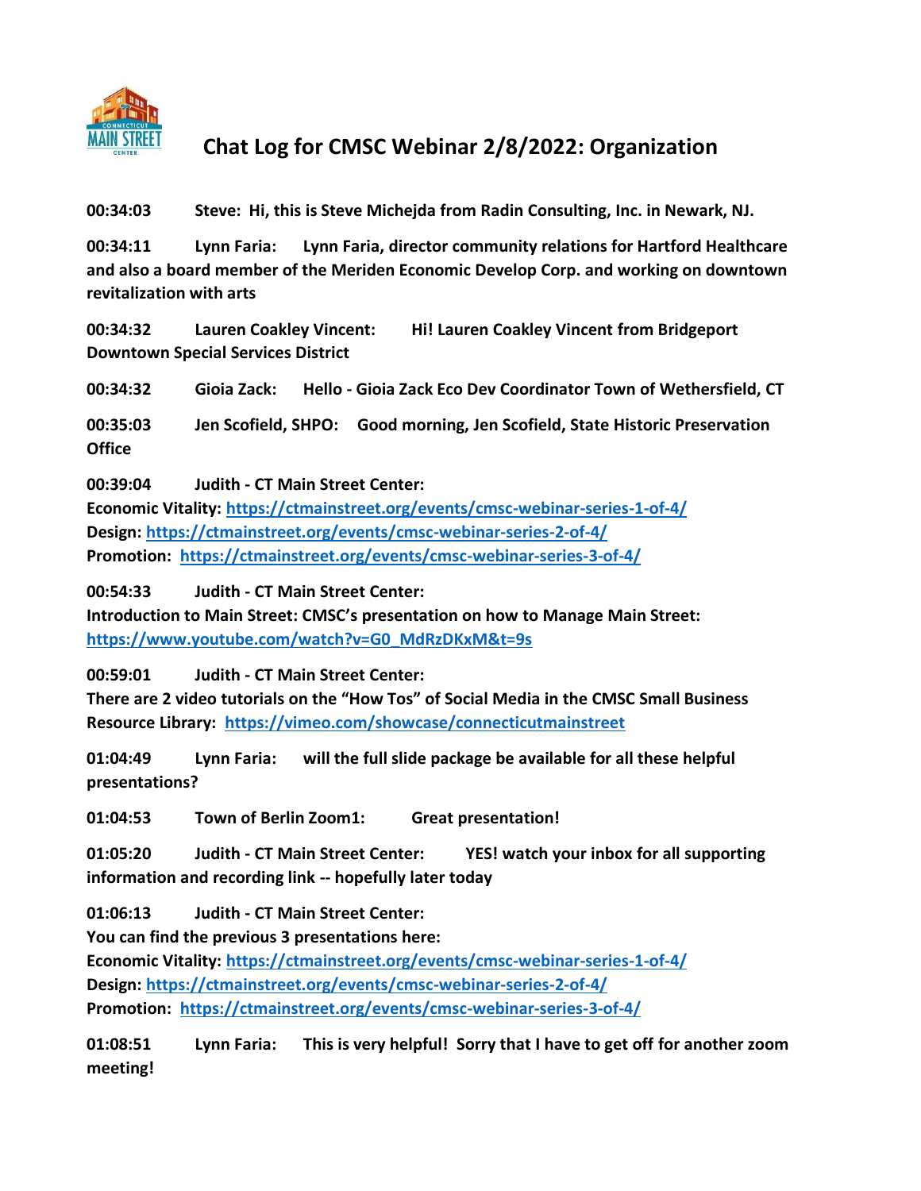# Chat Log for CMSC Webinar 2/8/2022: Organization

**00:34:03** **Steve:** Hi, this is Steve Michejda from Radin Consulting, Inc. in Newark, NJ.

**00:34:11** **Lynn Faria:** Lynn Faria, director community relations for Hartford Healthcare and also a board member of the Meriden Economic Develop Corp. and working on downtown revitalization with arts

**00:34:32** **Lauren Coakley Vincent:** Hi! Lauren Coakley Vincent from Bridgeport Downtown Special Services District

**00:34:32** **Gioia Zack:** Hello - Gioia Zack Eco Dev Coordinator Town of Wethersfield, CT

**00:35:03** **Jen Scofield, SHPO:** Good morning, Jen Scofield, State Historic Preservation Office

**00:39:04** **Judith - CT Main Street Center:**
Economic Vitality: https://ctmainstreet.org/events/cmsc-webinar-series-1-of-4/
Design: https://ctmainstreet.org/events/cmsc-webinar-series-2-of-4/
Promotion: https://ctmainstreet.org/events/cmsc-webinar-series-3-of-4/

**00:54:33** **Judith - CT Main Street Center:**
Introduction to Main Street: CMSC's presentation on how to Manage Main Street: https://www.youtube.com/watch?v=G0_MdRzDKxM&t=9s

**00:59:01** **Judith - CT Main Street Center:**
There are 2 video tutorials on the "How Tos" of Social Media in the CMSC Small Business Resource Library: https://vimeo.com/showcase/connecticutmainstreet

**01:04:49** **Lynn Faria:** will the full slide package be available for all these helpful presentations?

**01:04:53** **Town of Berlin Zoom1:** Great presentation!

**01:05:20** **Judith - CT Main Street Center:** YES! watch your inbox for all supporting information and recording link -- hopefully later today

**01:06:13** **Judith - CT Main Street Center:**
You can find the previous 3 presentations here:
Economic Vitality: https://ctmainstreet.org/events/cmsc-webinar-series-1-of-4/
Design: https://ctmainstreet.org/events/cmsc-webinar-series-2-of-4/
Promotion: https://ctmainstreet.org/events/cmsc-webinar-series-3-of-4/

**01:08:51** **Lynn Faria:** This is very helpful! Sorry that I have to get off for another zoom meeting!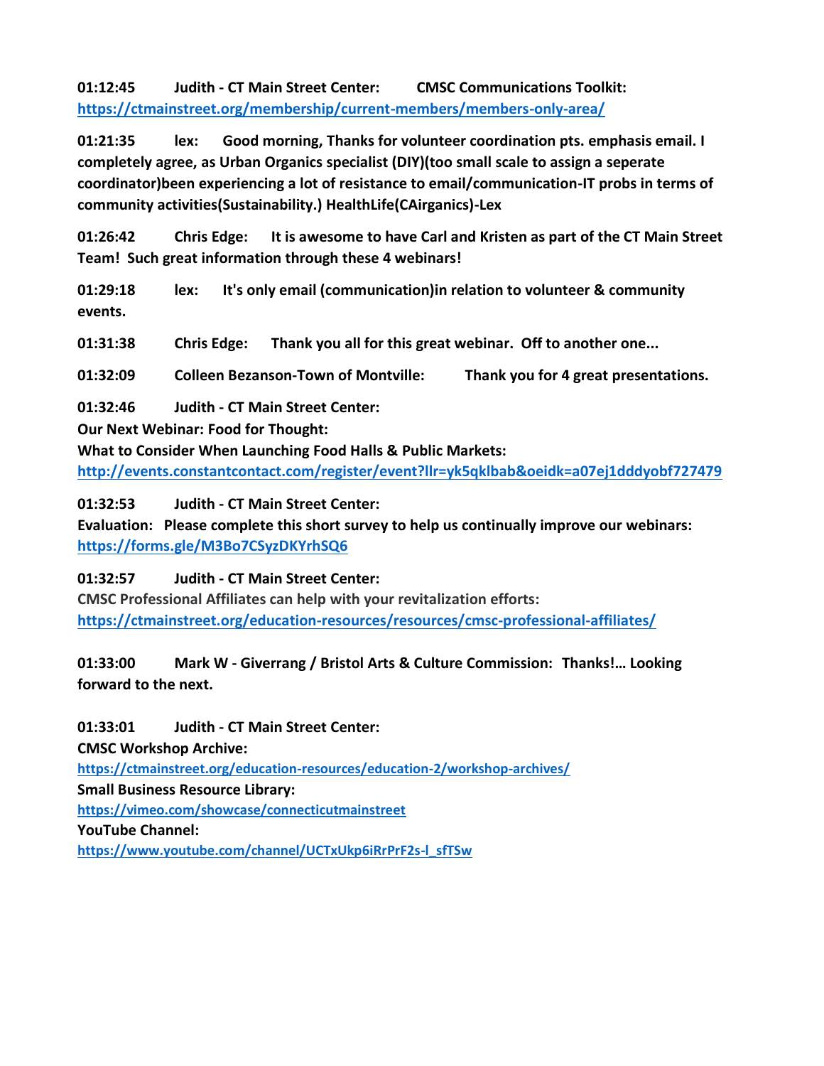**01:12:45 Judith - CT Main Street Center: CMSC Communications Toolkit:**
**https://ctmainstreet.org/membership/current-members/members-only-area/**

**01:21:35 lex: Good morning, Thanks for volunteer coordination pts. emphasis email. I completely agree, as Urban Organics specialist (DIY)(too small scale to assign a seperate coordinator)been experiencing a lot of resistance to email/communication-IT probs in terms of community activities(Sustainability.) HealthLife(CAirganics)-Lex**

**01:26:42 Chris Edge: It is awesome to have Carl and Kristen as part of the CT Main Street Team! Such great information through these 4 webinars!**

**01:29:18 lex: It's only email (communication)in relation to volunteer & community events.**

**01:31:38 Chris Edge: Thank you all for this great webinar. Off to another one...**

**01:32:09 Colleen Bezanson-Town of Montville: Thank you for 4 great presentations.**

**01:32:46 Judith - CT Main Street Center:**
**Our Next Webinar: Food for Thought:**
**What to Consider When Launching Food Halls & Public Markets:**
**http://events.constantcontact.com/register/event?llr=yk5qklbab&oeidk=a07ej1dddyobf727479**

**01:32:53 Judith - CT Main Street Center:**
**Evaluation: Please complete this short survey to help us continually improve our webinars:**
**https://forms.gle/M3Bo7CSyzDKYrhSQ6**

**01:32:57 Judith - CT Main Street Center:**
**CMSC Professional Affiliates can help with your revitalization efforts:**
**https://ctmainstreet.org/education-resources/resources/cmsc-professional-affiliates/**

**01:33:00 Mark W - Giverrang / Bristol Arts & Culture Commission: Thanks!… Looking forward to the next.**

**01:33:01 Judith - CT Main Street Center:**
**CMSC Workshop Archive:**
**https://ctmainstreet.org/education-resources/education-2/workshop-archives/**
**Small Business Resource Library:**
**https://vimeo.com/showcase/connecticutmainstreet**
**YouTube Channel:**
**https://www.youtube.com/channel/UCTxUkp6iRrPrF2s-l_sfTSw**